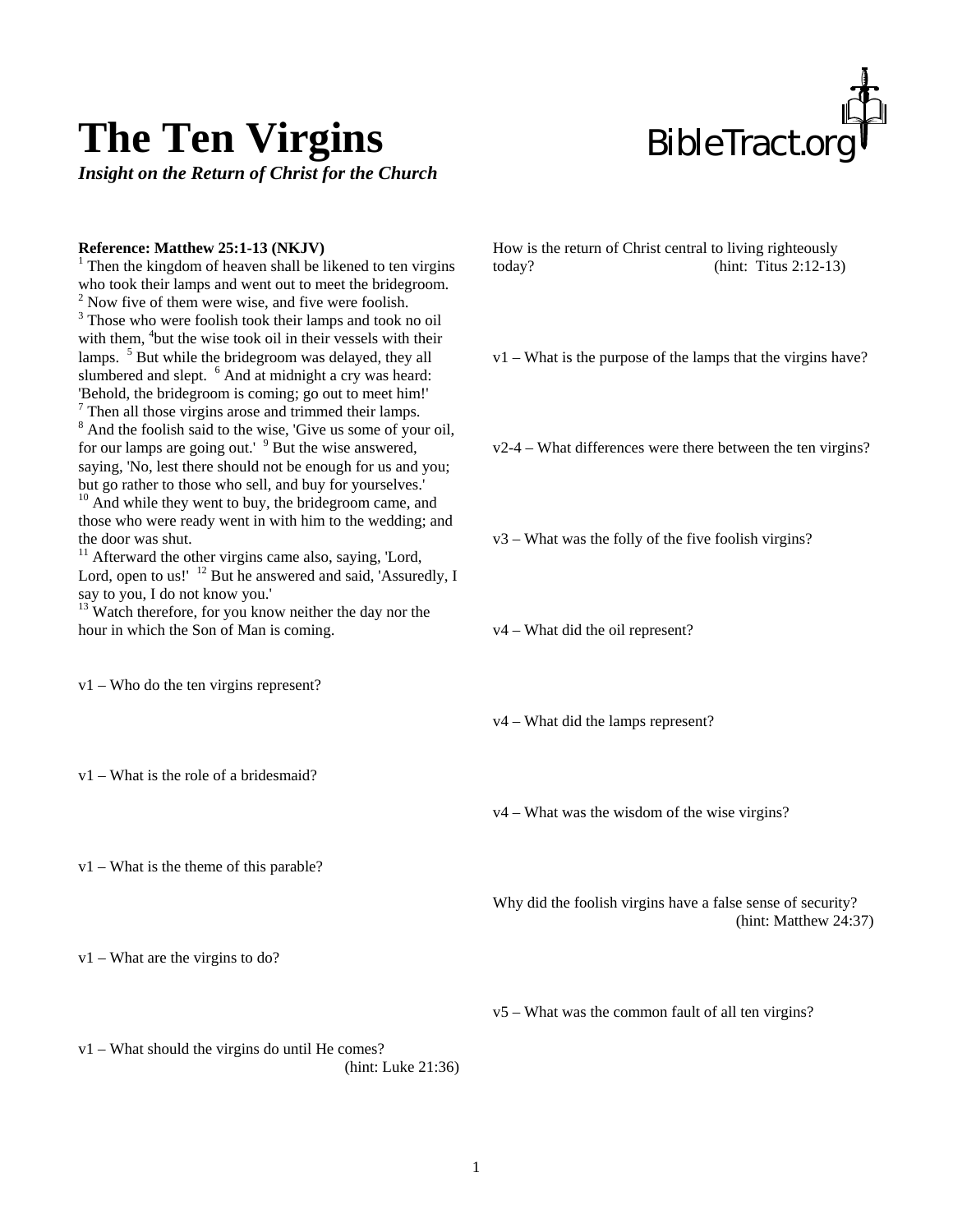# The Ten Virgins

***Insight on the Return of Christ for the Church***

BibleTract.org

**Reference: Matthew 25:1-13 (NKJV)**

[1] Then the kingdom of heaven shall be likened to ten virgins who took their lamps and went out to meet the bridegroom. [2] Now five of them were wise, and five were foolish. [3] Those who were foolish took their lamps and took no oil with them, [4]but the wise took oil in their vessels with their lamps. [5] But while the bridegroom was delayed, they all slumbered and slept. [6] And at midnight a cry was heard: 'Behold, the bridegroom is coming; go out to meet him!' [7] Then all those virgins arose and trimmed their lamps. [8] And the foolish said to the wise, 'Give us some of your oil, for our lamps are going out.' [9] But the wise answered, saying, 'No, lest there should not be enough for us and you; but go rather to those who sell, and buy for yourselves.' [10] And while they went to buy, the bridegroom came, and those who were ready went in with him to the wedding; and the door was shut. [11] Afterward the other virgins came also, saying, 'Lord, Lord, open to us!' [12] But he answered and said, 'Assuredly, I say to you, I do not know you.' [13] Watch therefore, for you know neither the day nor the hour in which the Son of Man is coming.

v1 – Who do the ten virgins represent?

v1 – What is the role of a bridesmaid?

v1 – What is the theme of this parable?

v1 – What are the virgins to do?

v1 – What should the virgins do until He comes? (hint: Luke 21:36)

How is the return of Christ central to living righteously today? (hint: Titus 2:12-13)

v1 – What is the purpose of the lamps that the virgins have?

v2-4 – What differences were there between the ten virgins?

v3 – What was the folly of the five foolish virgins?

v4 – What did the oil represent?

v4 – What did the lamps represent?

v4 – What was the wisdom of the wise virgins?

Why did the foolish virgins have a false sense of security? (hint: Matthew 24:37)

v5 – What was the common fault of all ten virgins?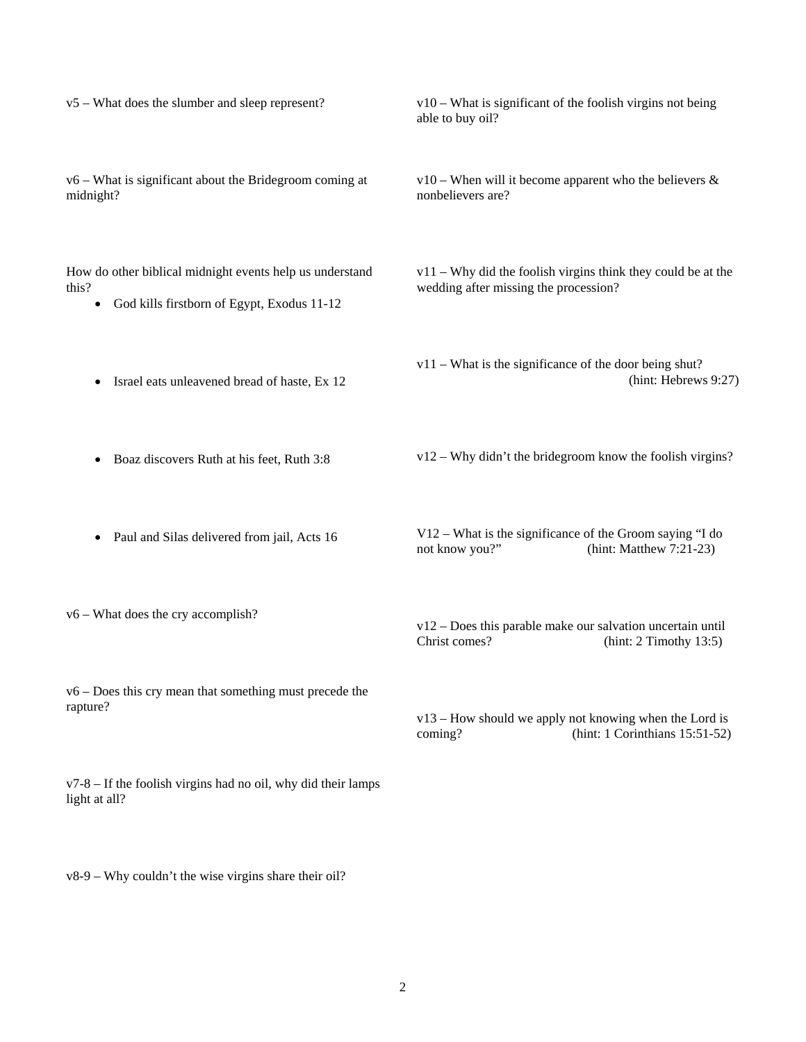v5 – What does the slumber and sleep represent?

v6 – What is significant about the Bridegroom coming at midnight?

How do other biblical midnight events help us understand this?

- God kills firstborn of Egypt, Exodus 11-12
- Israel eats unleavened bread of haste, Ex 12
- Boaz discovers Ruth at his feet, Ruth 3:8
- Paul and Silas delivered from jail, Acts 16

v6 – What does the cry accomplish?

v6 – Does this cry mean that something must precede the rapture?

v7-8 – If the foolish virgins had no oil, why did their lamps light at all?

v8-9 – Why couldn't the wise virgins share their oil?

v10 – What is significant of the foolish virgins not being able to buy oil?

v10 – When will it become apparent who the believers & nonbelievers are?

v11 – Why did the foolish virgins think they could be at the wedding after missing the procession?

v11 – What is the significance of the door being shut? (hint: Hebrews 9:27)

v12 – Why didn't the bridegroom know the foolish virgins?

V12 – What is the significance of the Groom saying "I do not know you?" (hint: Matthew 7:21-23)

v12 – Does this parable make our salvation uncertain until Christ comes? (hint: 2 Timothy 13:5)

v13 – How should we apply not knowing when the Lord is coming? (hint: 1 Corinthians 15:51-52)